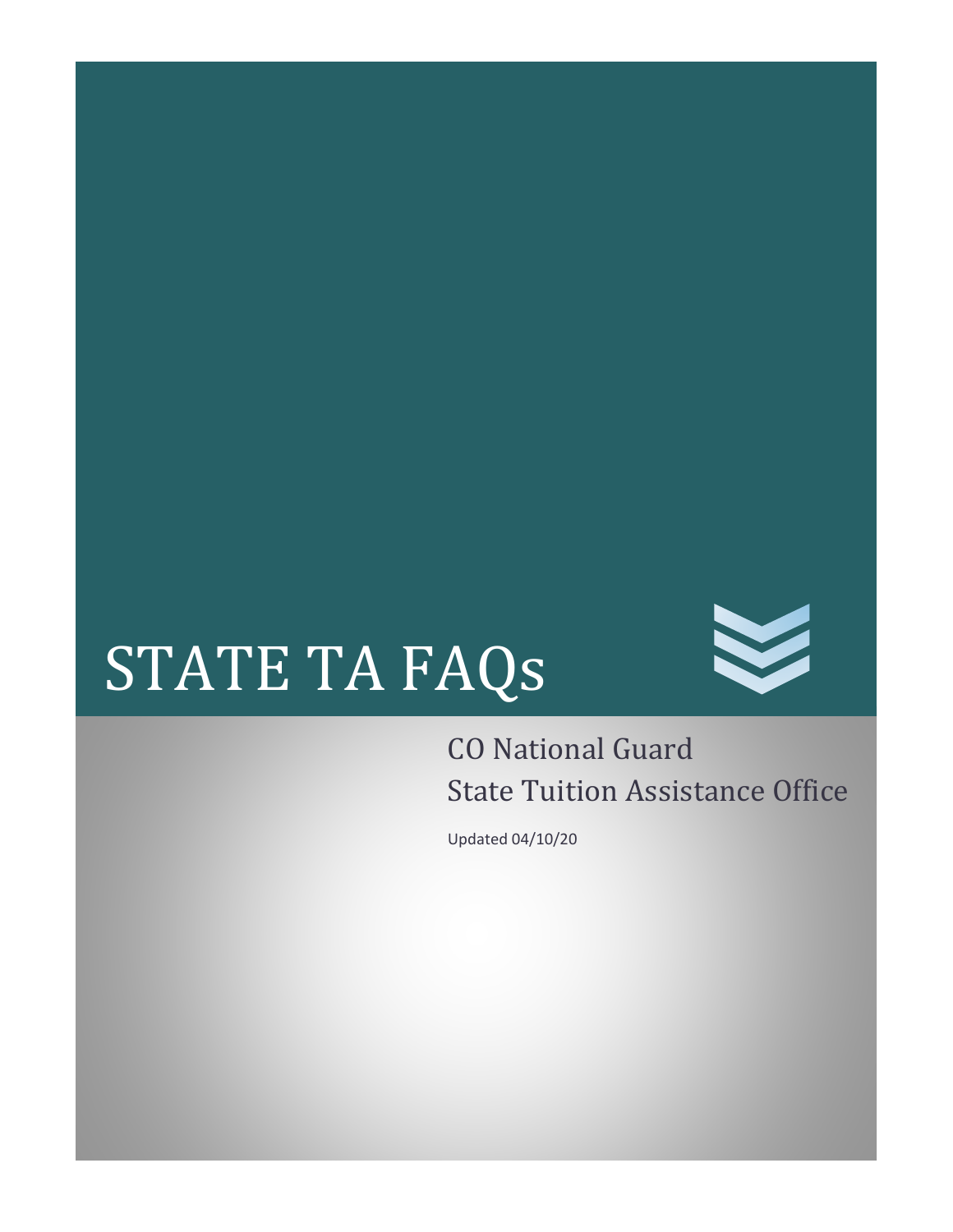# STATE TA FAQs

CO National Guard
State Tuition Assistance Office

Updated 04/10/20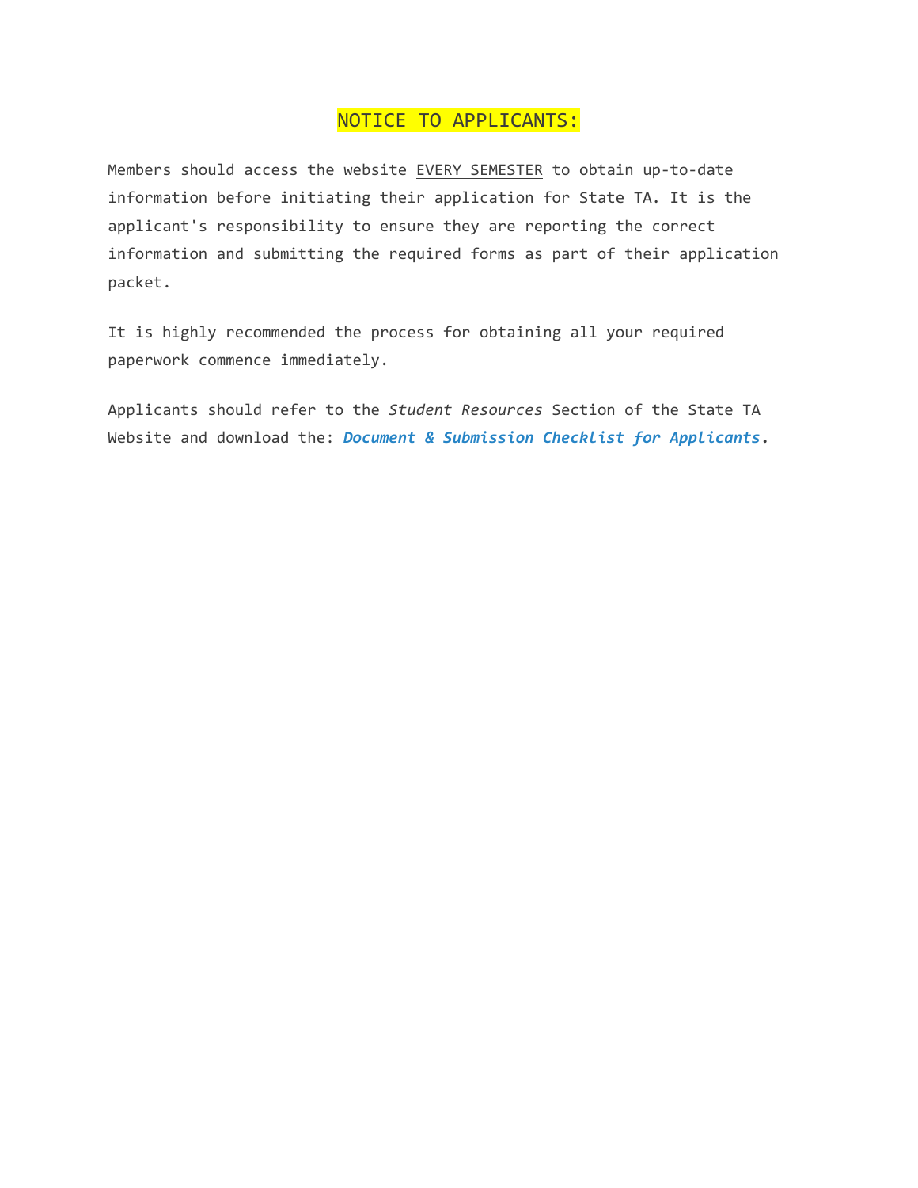## NOTICE TO APPLICANTS:

Members should access the website EVERY SEMESTER to obtain up-to-date information before initiating their application for State TA. It is the applicant's responsibility to ensure they are reporting the correct information and submitting the required forms as part of their application packet.

It is highly recommended the process for obtaining all your required paperwork commence immediately.

Applicants should refer to the *Student Resources* Section of the State TA Website and download the: ***Document & Submission Checklist for Applicants***.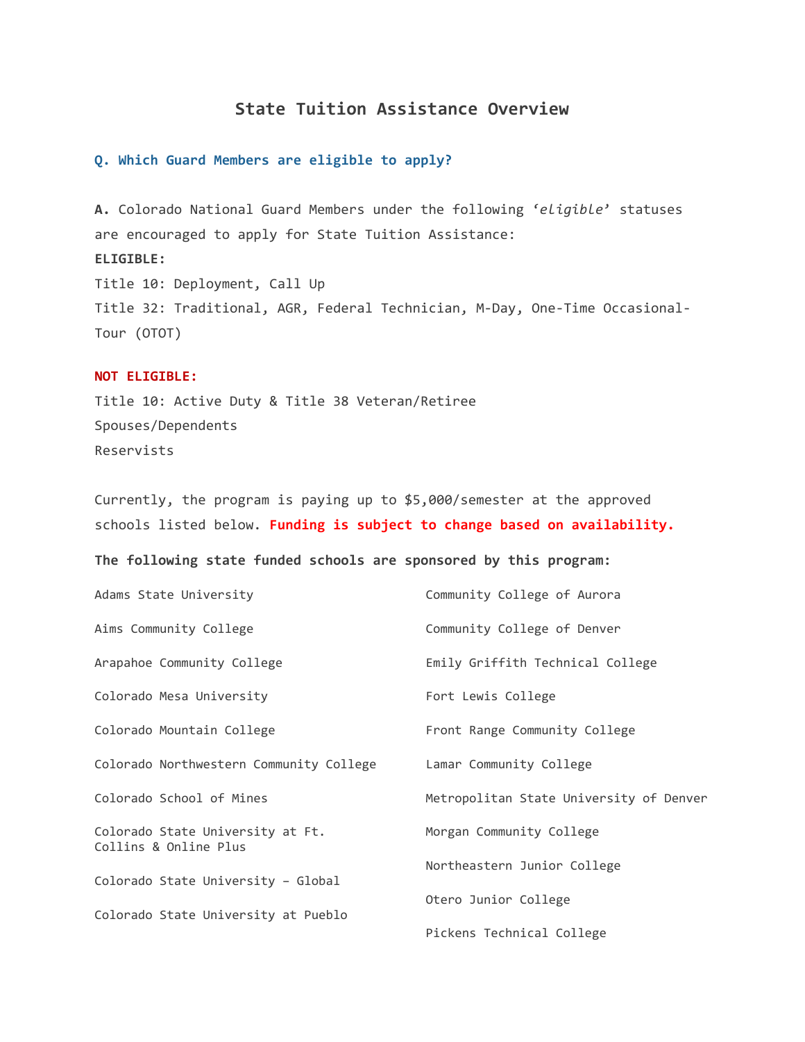# State Tuition Assistance Overview

### Q. Which Guard Members are eligible to apply?

**A.** Colorado National Guard Members under the following '*eligible*' statuses are encouraged to apply for State Tuition Assistance:

**ELIGIBLE:**

Title 10: Deployment, Call Up

Title 32: Traditional, AGR, Federal Technician, M-Day, One-Time Occasional-Tour (OTOT)

**NOT ELIGIBLE:**

Title 10: Active Duty & Title 38 Veteran/Retiree

Spouses/Dependents

Reservists

Currently, the program is paying up to $5,000/semester at the approved schools listed below. **Funding is subject to change based on availability.**

**The following state funded schools are sponsored by this program:**

- Adams State University
- Aims Community College
- Arapahoe Community College
- Colorado Mesa University
- Colorado Mountain College
- Colorado Northwestern Community College
- Colorado School of Mines
- Colorado State University at Ft. Collins & Online Plus
- Colorado State University – Global
- Colorado State University at Pueblo
- Community College of Aurora
- Community College of Denver
- Emily Griffith Technical College
- Fort Lewis College
- Front Range Community College
- Lamar Community College
- Metropolitan State University of Denver
- Morgan Community College
- Northeastern Junior College
- Otero Junior College
- Pickens Technical College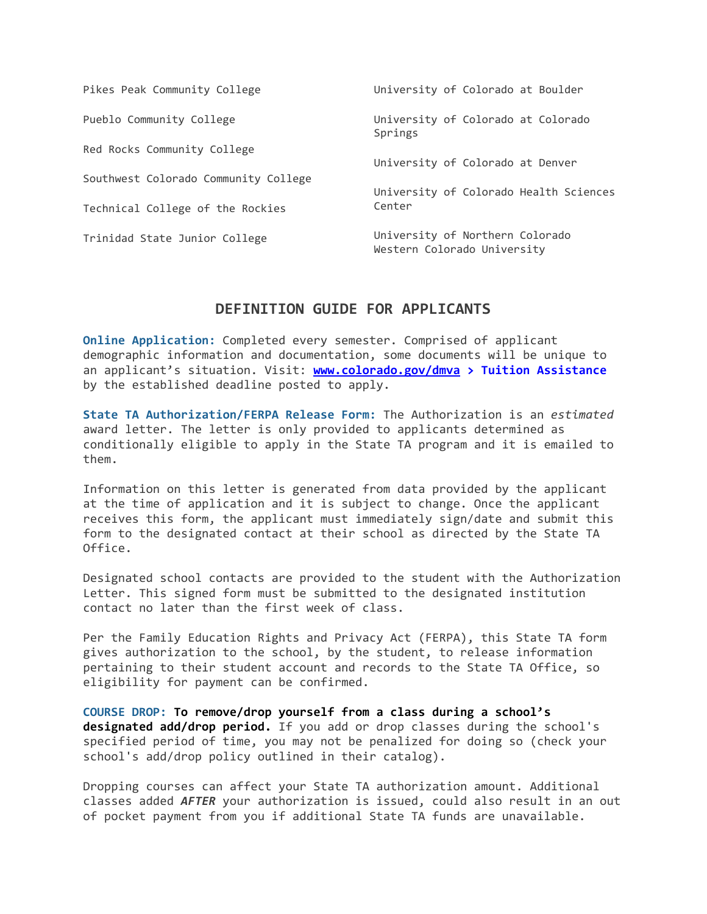Pikes Peak Community College

Pueblo Community College

Red Rocks Community College

Southwest Colorado Community College

Technical College of the Rockies

Trinidad State Junior College

University of Colorado at Boulder

University of Colorado at Colorado Springs

University of Colorado at Denver

University of Colorado Health Sciences Center

University of Northern Colorado

Western Colorado University

## DEFINITION GUIDE FOR APPLICANTS

**Online Application:** Completed every semester. Comprised of applicant demographic information and documentation, some documents will be unique to an applicant's situation. Visit: **www.colorado.gov/dmva > Tuition Assistance** by the established deadline posted to apply.

**State TA Authorization/FERPA Release Form:** The Authorization is an *estimated* award letter. The letter is only provided to applicants determined as conditionally eligible to apply in the State TA program and it is emailed to them.

Information on this letter is generated from data provided by the applicant at the time of application and it is subject to change. Once the applicant receives this form, the applicant must immediately sign/date and submit this form to the designated contact at their school as directed by the State TA Office.

Designated school contacts are provided to the student with the Authorization Letter. This signed form must be submitted to the designated institution contact no later than the first week of class.

Per the Family Education Rights and Privacy Act (FERPA), this State TA form gives authorization to the school, by the student, to release information pertaining to their student account and records to the State TA Office, so eligibility for payment can be confirmed.

**COURSE DROP: To remove/drop yourself from a class during a school's designated add/drop period.** If you add or drop classes during the school's specified period of time, you may not be penalized for doing so (check your school's add/drop policy outlined in their catalog).

Dropping courses can affect your State TA authorization amount. Additional classes added ***AFTER*** your authorization is issued, could also result in an out of pocket payment from you if additional State TA funds are unavailable.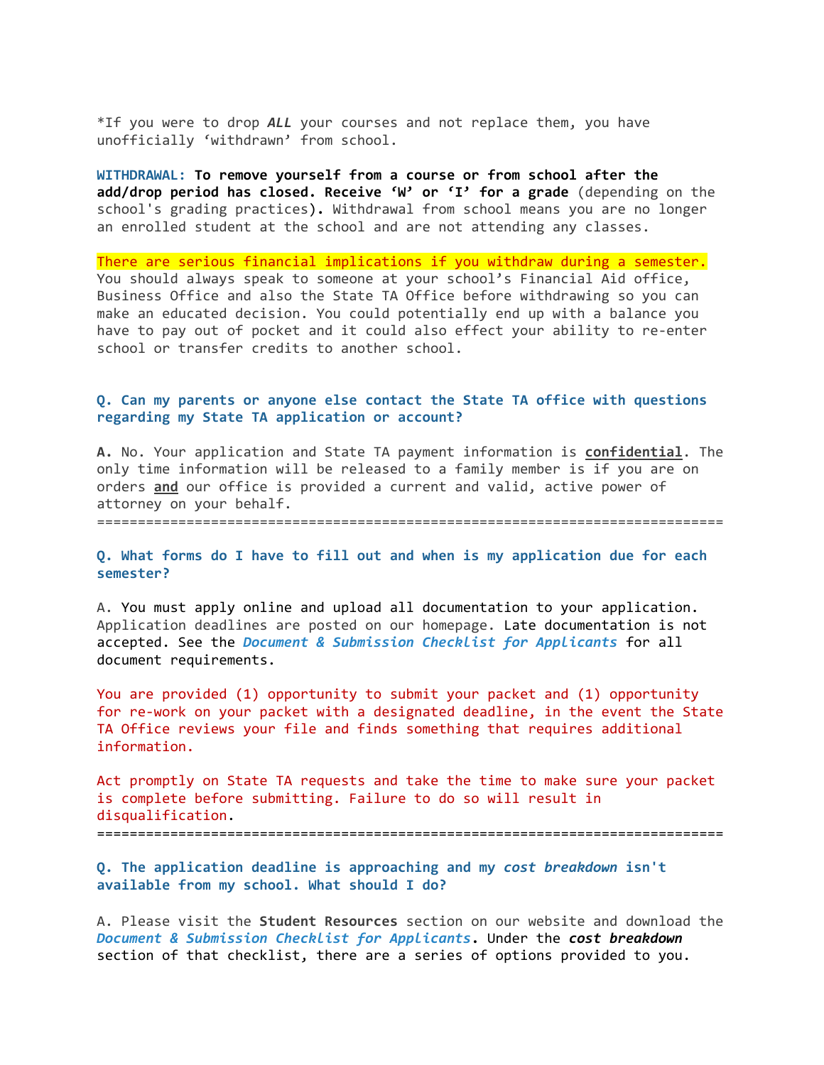*If you were to drop ***ALL*** your courses and not replace them, you have unofficially ‘withdrawn’ from school.

**WITHDRAWAL:** **To remove yourself from a course or from school after the add/drop period has closed. Receive ‘W’ or ‘I’ for a grade** (depending on the school's grading practices)**.** Withdrawal from school means you are no longer an enrolled student at the school and are not attending any classes.

There are serious financial implications if you withdraw during a semester. You should always speak to someone at your school’s Financial Aid office, Business Office and also the State TA Office before withdrawing so you can make an educated decision. You could potentially end up with a balance you have to pay out of pocket and it could also effect your ability to re-enter school or transfer credits to another school.

**Q. Can my parents or anyone else contact the State TA office with questions regarding my State TA application or account?**

**A.** No. Your application and State TA payment information is **confidential**. The only time information will be released to a family member is if you are on orders **and** our office is provided a current and valid, active power of attorney on your behalf.

===============================================================================

**Q. What forms do I have to fill out and when is my application due for each semester?**

A. You must apply online and upload all documentation to your application. Application deadlines are posted on our homepage. Late documentation is not accepted. See the ***Document & Submission Checklist for Applicants*** for all document requirements.

You are provided (1) opportunity to submit your packet and (1) opportunity for re-work on your packet with a designated deadline, in the event the State TA Office reviews your file and finds something that requires additional information.

Act promptly on State TA requests and take the time to make sure your packet is complete before submitting. Failure to do so will result in disqualification.

===============================================================================

**Q. The application deadline is approaching and my *cost breakdown* isn't available from my school. What should I do?**

A. Please visit the **Student Resources** section on our website and download the ***Document & Submission Checklist for Applicants***. Under the ***cost breakdown*** section of that checklist, there are a series of options provided to you.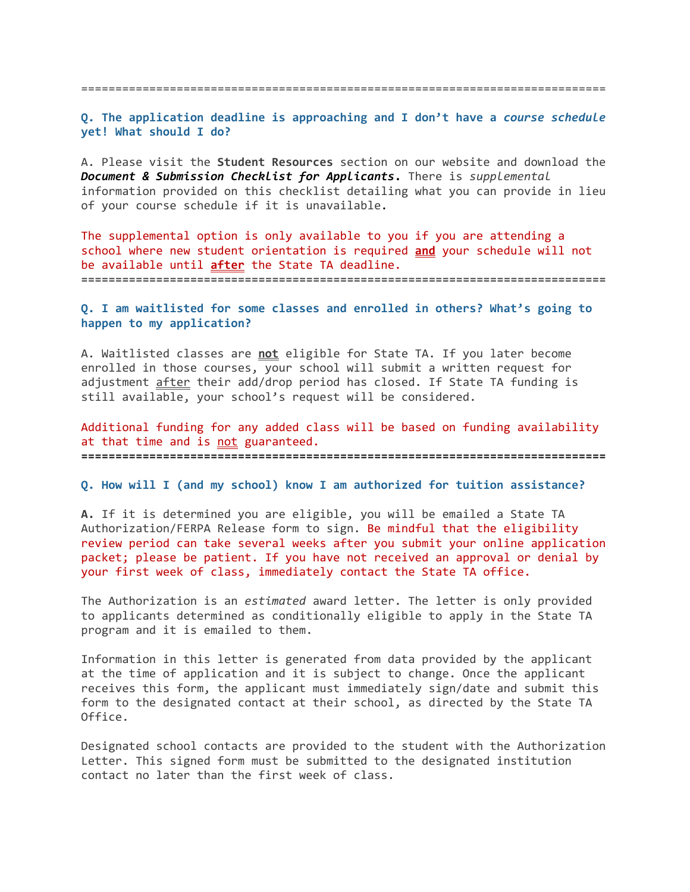================================================================================

**Q. The application deadline is approaching and I don't have a *course schedule* yet! What should I do?**

A. Please visit the **Student Resources** section on our website and download the ***Document & Submission Checklist for Applicants*.** There is *supplemental* information provided on this checklist detailing what you can provide in lieu of your course schedule if it is unavailable.

The supplemental option is only available to you if you are attending a school where new student orientation is required **and** your schedule will not be available until **after** the State TA deadline.

================================================================================

**Q. I am waitlisted for some classes and enrolled in others? What's going to happen to my application?**

A. Waitlisted classes are **not** eligible for State TA. If you later become enrolled in those courses, your school will submit a written request for adjustment after their add/drop period has closed. If State TA funding is still available, your school's request will be considered.

Additional funding for any added class will be based on funding availability at that time and is not guaranteed.

================================================================================

**Q. How will I (and my school) know I am authorized for tuition assistance?**

**A.** If it is determined you are eligible, you will be emailed a State TA Authorization/FERPA Release form to sign. Be mindful that the eligibility review period can take several weeks after you submit your online application packet; please be patient. If you have not received an approval or denial by your first week of class, immediately contact the State TA office.

The Authorization is an *estimated* award letter. The letter is only provided to applicants determined as conditionally eligible to apply in the State TA program and it is emailed to them.

Information in this letter is generated from data provided by the applicant at the time of application and it is subject to change. Once the applicant receives this form, the applicant must immediately sign/date and submit this form to the designated contact at their school, as directed by the State TA Office.

Designated school contacts are provided to the student with the Authorization Letter. This signed form must be submitted to the designated institution contact no later than the first week of class.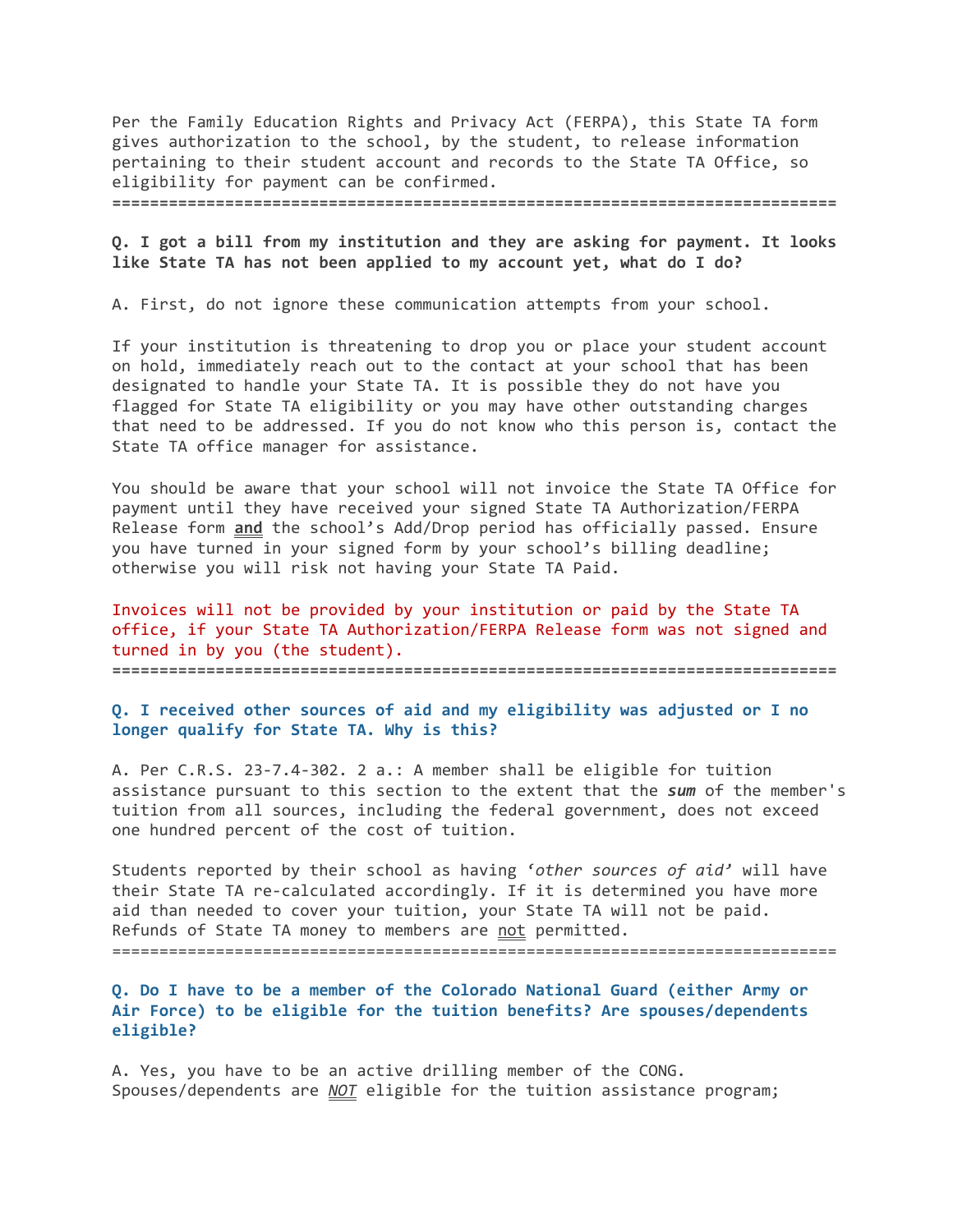Per the Family Education Rights and Privacy Act (FERPA), this State TA form gives authorization to the school, by the student, to release information pertaining to their student account and records to the State TA Office, so eligibility for payment can be confirmed.

===============================================================================

**Q. I got a bill from my institution and they are asking for payment. It looks like State TA has not been applied to my account yet, what do I do?**

A. First, do not ignore these communication attempts from your school.

If your institution is threatening to drop you or place your student account on hold, immediately reach out to the contact at your school that has been designated to handle your State TA. It is possible they do not have you flagged for State TA eligibility or you may have other outstanding charges that need to be addressed. If you do not know who this person is, contact the State TA office manager for assistance.

You should be aware that your school will not invoice the State TA Office for payment until they have received your signed State TA Authorization/FERPA Release form **and** the school's Add/Drop period has officially passed. Ensure you have turned in your signed form by your school's billing deadline; otherwise you will risk not having your State TA Paid.

Invoices will not be provided by your institution or paid by the State TA office, if your State TA Authorization/FERPA Release form was not signed and turned in by you (the student).

===============================================================================

**Q. I received other sources of aid and my eligibility was adjusted or I no longer qualify for State TA. Why is this?**

A. Per C.R.S. 23-7.4-302. 2 a.: A member shall be eligible for tuition assistance pursuant to this section to the extent that the ***sum*** of the member's tuition from all sources, including the federal government, does not exceed one hundred percent of the cost of tuition.

Students reported by their school as having *'other sources of aid'* will have their State TA re-calculated accordingly. If it is determined you have more aid than needed to cover your tuition, your State TA will not be paid. Refunds of State TA money to members are not permitted.

===============================================================================

**Q. Do I have to be a member of the Colorado National Guard (either Army or Air Force) to be eligible for the tuition benefits? Are spouses/dependents eligible?**

A. Yes, you have to be an active drilling member of the CONG. Spouses/dependents are ***NOT*** eligible for the tuition assistance program;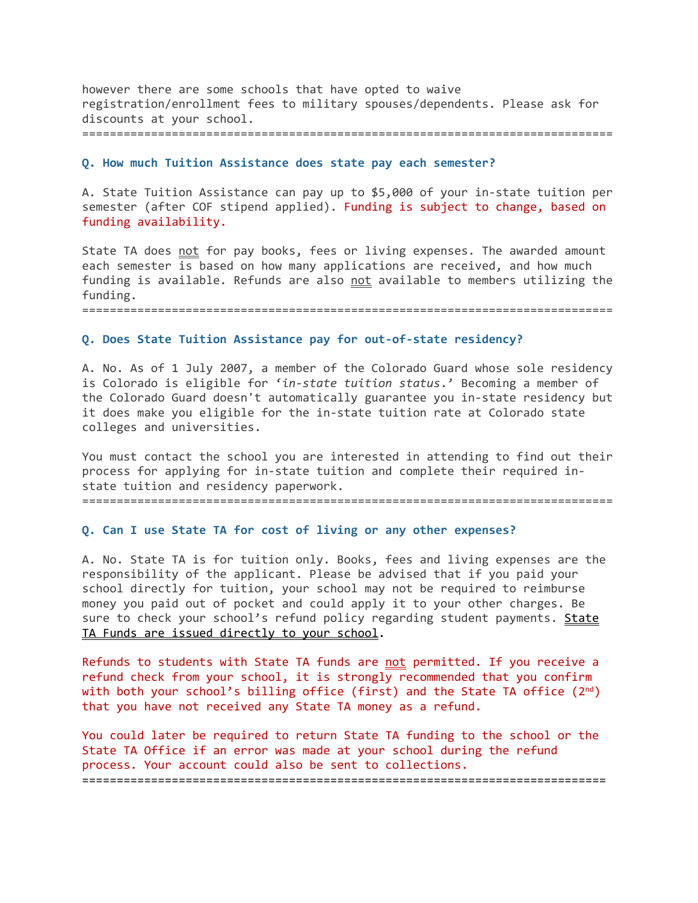however there are some schools that have opted to waive registration/enrollment fees to military spouses/dependents. Please ask for discounts at your school.

---

### Q. How much Tuition Assistance does state pay each semester?

A. State Tuition Assistance can pay up to $5,000 of your in-state tuition per semester (after COF stipend applied). Funding is subject to change, based on funding availability.

State TA does not for pay books, fees or living expenses. The awarded amount each semester is based on how many applications are received, and how much funding is available. Refunds are also not available to members utilizing the funding.

---

### Q. Does State Tuition Assistance pay for out-of-state residency?

A. No. As of 1 July 2007, a member of the Colorado Guard whose sole residency is Colorado is eligible for '*in-state tuition status*.' Becoming a member of the Colorado Guard doesn't automatically guarantee you in-state residency but it does make you eligible for the in-state tuition rate at Colorado state colleges and universities.

You must contact the school you are interested in attending to find out their process for applying for in-state tuition and complete their required in-state tuition and residency paperwork.

---

### Q. Can I use State TA for cost of living or any other expenses?

A. No. State TA is for tuition only. Books, fees and living expenses are the responsibility of the applicant. Please be advised that if you paid your school directly for tuition, your school may not be required to reimburse money you paid out of pocket and could apply it to your other charges. Be sure to check your school's refund policy regarding student payments. State TA Funds are issued directly to your school.

Refunds to students with State TA funds are not permitted. If you receive a refund check from your school, it is strongly recommended that you confirm with both your school's billing office (first) and the State TA office (2nd) that you have not received any State TA money as a refund.

You could later be required to return State TA funding to the school or the State TA Office if an error was made at your school during the refund process. Your account could also be sent to collections.

---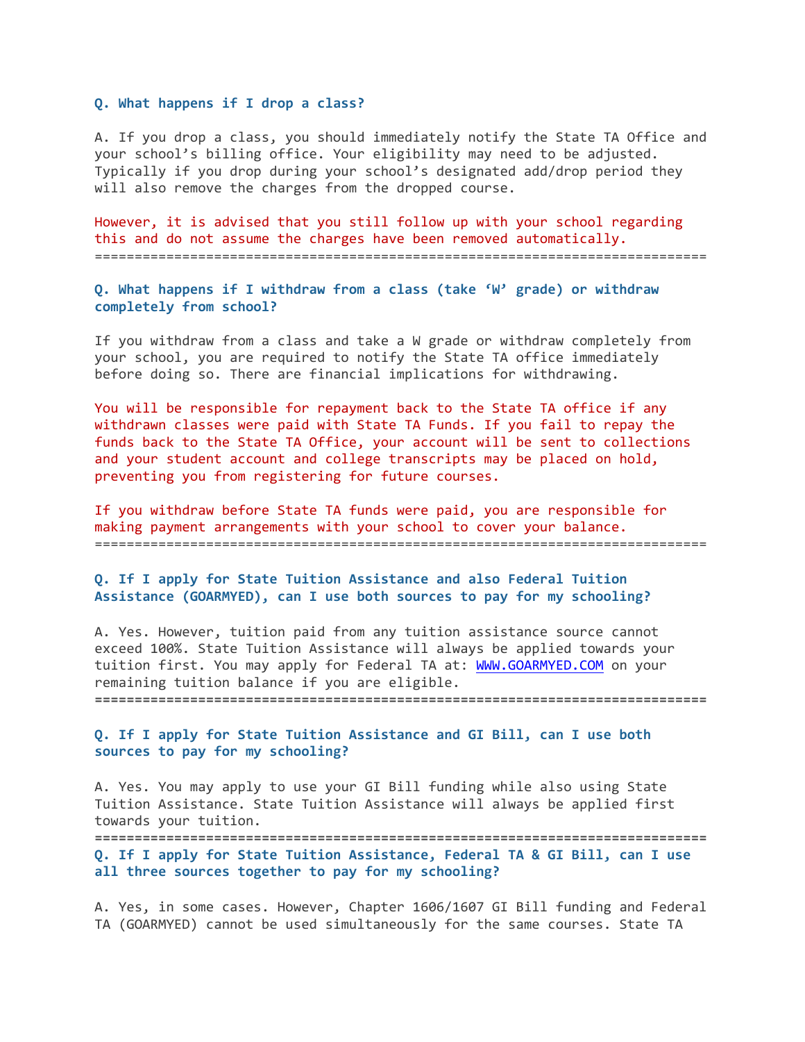**Q. What happens if I drop a class?**

A. If you drop a class, you should immediately notify the State TA Office and your school's billing office. Your eligibility may need to be adjusted. Typically if you drop during your school's designated add/drop period they will also remove the charges from the dropped course.

However, it is advised that you still follow up with your school regarding this and do not assume the charges have been removed automatically.

==============================================================================

**Q. What happens if I withdraw from a class (take 'W' grade) or withdraw completely from school?**

If you withdraw from a class and take a W grade or withdraw completely from your school, you are required to notify the State TA office immediately before doing so. There are financial implications for withdrawing.

You will be responsible for repayment back to the State TA office if any withdrawn classes were paid with State TA Funds. If you fail to repay the funds back to the State TA Office, your account will be sent to collections and your student account and college transcripts may be placed on hold, preventing you from registering for future courses.

If you withdraw before State TA funds were paid, you are responsible for making payment arrangements with your school to cover your balance.

==============================================================================

**Q. If I apply for State Tuition Assistance and also Federal Tuition Assistance (GOARMYED), can I use both sources to pay for my schooling?**

A. Yes. However, tuition paid from any tuition assistance source cannot exceed 100%. State Tuition Assistance will always be applied towards your tuition first. You may apply for Federal TA at: [WWW.GOARMYED.COM](http://WWW.GOARMYED.COM) on your remaining tuition balance if you are eligible.

==============================================================================

**Q. If I apply for State Tuition Assistance and GI Bill, can I use both sources to pay for my schooling?**

A. Yes. You may apply to use your GI Bill funding while also using State Tuition Assistance. State Tuition Assistance will always be applied first towards your tuition.

==============================================================================

**Q. If I apply for State Tuition Assistance, Federal TA & GI Bill, can I use all three sources together to pay for my schooling?**

A. Yes, in some cases. However, Chapter 1606/1607 GI Bill funding and Federal TA (GOARMYED) cannot be used simultaneously for the same courses. State TA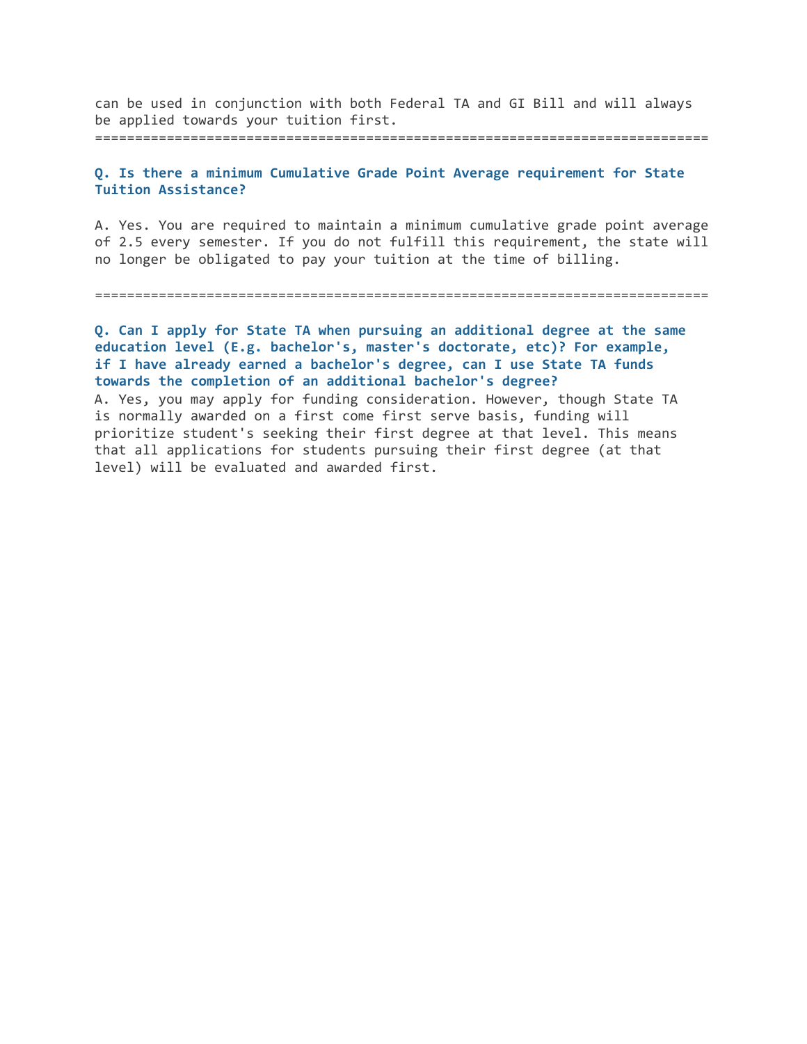can be used in conjunction with both Federal TA and GI Bill and will always be applied towards your tuition first.

===============================================================================

**Q. Is there a minimum Cumulative Grade Point Average requirement for State Tuition Assistance?**

A. Yes. You are required to maintain a minimum cumulative grade point average of 2.5 every semester. If you do not fulfill this requirement, the state will no longer be obligated to pay your tuition at the time of billing.

===============================================================================

**Q. Can I apply for State TA when pursuing an additional degree at the same education level (E.g. bachelor's, master's doctorate, etc)? For example, if I have already earned a bachelor's degree, can I use State TA funds towards the completion of an additional bachelor's degree?**

A. Yes, you may apply for funding consideration. However, though State TA is normally awarded on a first come first serve basis, funding will prioritize student's seeking their first degree at that level. This means that all applications for students pursuing their first degree (at that level) will be evaluated and awarded first.